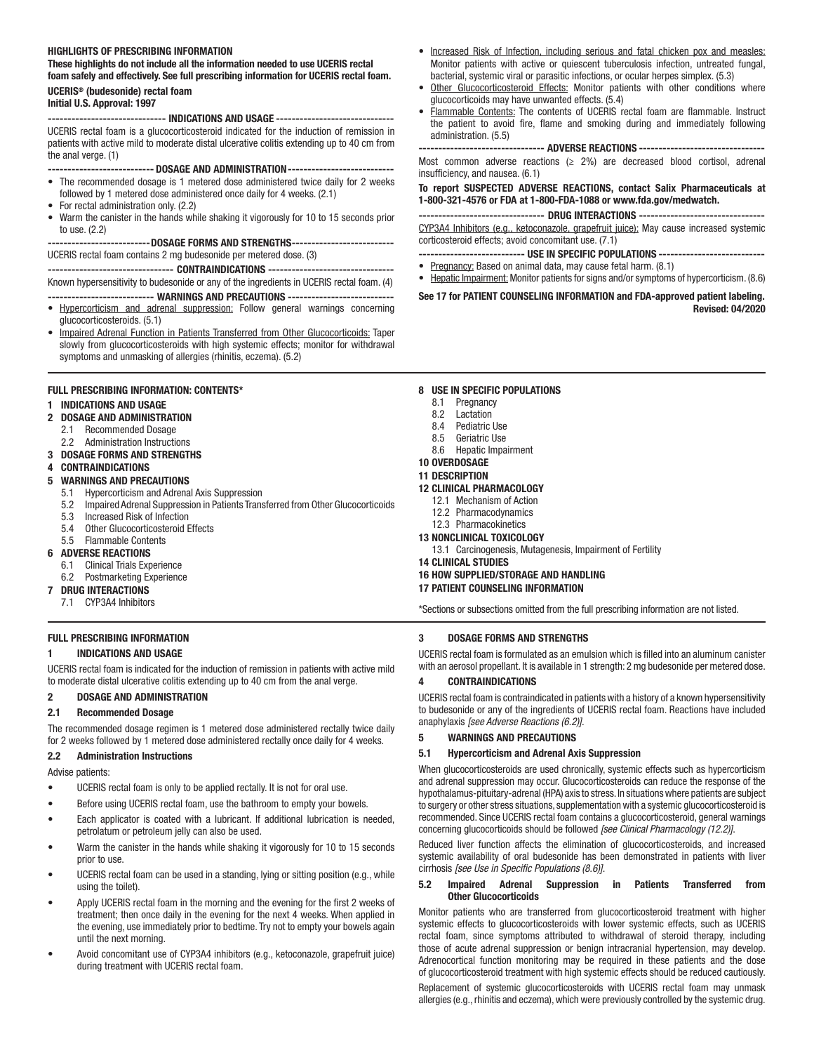**HIGHLIGHTS OF PRESCRIBING INFORMATION**

**These highlights do not include all the information needed to use UCERIS rectal foam safely and effectively. See full prescribing information for UCERIS rectal foam.**

**UCERIS® (budesonide) rectal foam**
**Initial U.S. Approval: 1997**

**------------------------------ INDICATIONS AND USAGE ------------------------------**

UCERIS rectal foam is a glucocorticosteroid indicated for the induction of remission in patients with active mild to moderate distal ulcerative colitis extending up to 40 cm from the anal verge. (1)

**--------------------------- DOSAGE AND ADMINISTRATION ---------------------------**

- The recommended dosage is 1 metered dose administered twice daily for 2 weeks followed by 1 metered dose administered once daily for 4 weeks. (2.1)
- For rectal administration only. (2.2)
- Warm the canister in the hands while shaking it vigorously for 10 to 15 seconds prior to use. (2.2)

**-------------------------- DOSAGE FORMS AND STRENGTHS --------------------------**

UCERIS rectal foam contains 2 mg budesonide per metered dose. (3)

**-------------------------------- CONTRAINDICATIONS --------------------------------**

Known hypersensitivity to budesonide or any of the ingredients in UCERIS rectal foam. (4)

**-------------------------- WARNINGS AND PRECAUTIONS --------------------------**

- Hypercorticism and adrenal suppression: Follow general warnings concerning glucocorticosteroids. (5.1)
- Impaired Adrenal Function in Patients Transferred from Other Glucocorticoids: Taper slowly from glucocorticosteroids with high systemic effects; monitor for withdrawal symptoms and unmasking of allergies (rhinitis, eczema). (5.2)
- Increased Risk of Infection, including serious and fatal chicken pox and measles: Monitor patients with active or quiescent tuberculosis infection, untreated fungal, bacterial, systemic viral or parasitic infections, or ocular herpes simplex. (5.3)
- Other Glucocorticosteroid Effects: Monitor patients with other conditions where glucocorticoids may have unwanted effects. (5.4)
- Flammable Contents: The contents of UCERIS rectal foam are flammable. Instruct the patient to avoid fire, flame and smoking during and immediately following administration. (5.5)

**-------------------------------- ADVERSE REACTIONS --------------------------------**

Most common adverse reactions ($\geq$ 2%) are decreased blood cortisol, adrenal insufficiency, and nausea. (6.1)

**To report SUSPECTED ADVERSE REACTIONS, contact Salix Pharmaceuticals at 1-800-321-4576 or FDA at 1-800-FDA-1088 or www.fda.gov/medwatch.**

**-------------------------------- DRUG INTERACTIONS --------------------------------**

CYP3A4 Inhibitors (e.g., ketoconazole, grapefruit juice): May cause increased systemic corticosteroid effects; avoid concomitant use. (7.1)

**--------------------------- USE IN SPECIFIC POPULATIONS ---------------------------**

- Pregnancy: Based on animal data, may cause fetal harm. (8.1)
- Hepatic Impairment: Monitor patients for signs and/or symptoms of hypercorticism. (8.6)

**See 17 for PATIENT COUNSELING INFORMATION and FDA-approved patient labeling.**

**Revised: 04/2020**

**FULL PRESCRIBING INFORMATION: CONTENTS***

**1 INDICATIONS AND USAGE**
**2 DOSAGE AND ADMINISTRATION**
- 2.1 Recommended Dosage
- 2.2 Administration Instructions

**3 DOSAGE FORMS AND STRENGTHS**
**4 CONTRAINDICATIONS**
**5 WARNINGS AND PRECAUTIONS**
- 5.1 Hypercorticism and Adrenal Axis Suppression
- 5.2 Impaired Adrenal Suppression in Patients Transferred from Other Glucocorticoids
- 5.3 Increased Risk of Infection
- 5.4 Other Glucocorticosteroid Effects
- 5.5 Flammable Contents

**6 ADVERSE REACTIONS**
- 6.1 Clinical Trials Experience
- 6.2 Postmarketing Experience

**7 DRUG INTERACTIONS**
- 7.1 CYP3A4 Inhibitors

**8 USE IN SPECIFIC POPULATIONS**
- 8.1 Pregnancy
- 8.2 Lactation
- 8.4 Pediatric Use
- 8.5 Geriatric Use
- 8.6 Hepatic Impairment

**10 OVERDOSAGE**
**11 DESCRIPTION**
**12 CLINICAL PHARMACOLOGY**
- 12.1 Mechanism of Action
- 12.2 Pharmacodynamics
- 12.3 Pharmacokinetics

**13 NONCLINICAL TOXICOLOGY**
- 13.1 Carcinogenesis, Mutagenesis, Impairment of Fertility

**14 CLINICAL STUDIES**
**16 HOW SUPPLIED/STORAGE AND HANDLING**
**17 PATIENT COUNSELING INFORMATION**

*Sections or subsections omitted from the full prescribing information are not listed.

**FULL PRESCRIBING INFORMATION**

## 1 INDICATIONS AND USAGE

UCERIS rectal foam is indicated for the induction of remission in patients with active mild to moderate distal ulcerative colitis extending up to 40 cm from the anal verge.

## 2 DOSAGE AND ADMINISTRATION

### 2.1 Recommended Dosage

The recommended dosage regimen is 1 metered dose administered rectally twice daily for 2 weeks followed by 1 metered dose administered rectally once daily for 4 weeks.

### 2.2 Administration Instructions

Advise patients:

- UCERIS rectal foam is only to be applied rectally. It is not for oral use.
- Before using UCERIS rectal foam, use the bathroom to empty your bowels.
- Each applicator is coated with a lubricant. If additional lubrication is needed, petrolatum or petroleum jelly can also be used.
- Warm the canister in the hands while shaking it vigorously for 10 to 15 seconds prior to use.
- UCERIS rectal foam can be used in a standing, lying or sitting position (e.g., while using the toilet).
- Apply UCERIS rectal foam in the morning and the evening for the first 2 weeks of treatment; then once daily in the evening for the next 4 weeks. When applied in the evening, use immediately prior to bedtime. Try not to empty your bowels again until the next morning.
- Avoid concomitant use of CYP3A4 inhibitors (e.g., ketoconazole, grapefruit juice) during treatment with UCERIS rectal foam.

## 3 DOSAGE FORMS AND STRENGTHS

UCERIS rectal foam is formulated as an emulsion which is filled into an aluminum canister with an aerosol propellant. It is available in 1 strength: 2 mg budesonide per metered dose.

## 4 CONTRAINDICATIONS

UCERIS rectal foam is contraindicated in patients with a history of a known hypersensitivity to budesonide or any of the ingredients of UCERIS rectal foam. Reactions have included anaphylaxis *[see Adverse Reactions (6.2)]*.

## 5 WARNINGS AND PRECAUTIONS

### 5.1 Hypercorticism and Adrenal Axis Suppression

When glucocorticosteroids are used chronically, systemic effects such as hypercorticism and adrenal suppression may occur. Glucocorticosteroids can reduce the response of the hypothalamus-pituitary-adrenal (HPA) axis to stress. In situations where patients are subject to surgery or other stress situations, supplementation with a systemic glucocorticosteroid is recommended. Since UCERIS rectal foam contains a glucocorticosteroid, general warnings concerning glucocorticoids should be followed *[see Clinical Pharmacology (12.2)]*.

Reduced liver function affects the elimination of glucocorticosteroids, and increased systemic availability of oral budesonide has been demonstrated in patients with liver cirrhosis *[see Use in Specific Populations (8.6)]*.

### 5.2 Impaired Adrenal Suppression in Patients Transferred from Other Glucocorticoids

Monitor patients who are transferred from glucocorticosteroid treatment with higher systemic effects to glucocorticosteroids with lower systemic effects, such as UCERIS rectal foam, since symptoms attributed to withdrawal of steroid therapy, including those of acute adrenal suppression or benign intracranial hypertension, may develop. Adrenocortical function monitoring may be required in these patients and the dose of glucocorticosteroid treatment with high systemic effects should be reduced cautiously.

Replacement of systemic glucocorticosteroids with UCERIS rectal foam may unmask allergies (e.g., rhinitis and eczema), which were previously controlled by the systemic drug.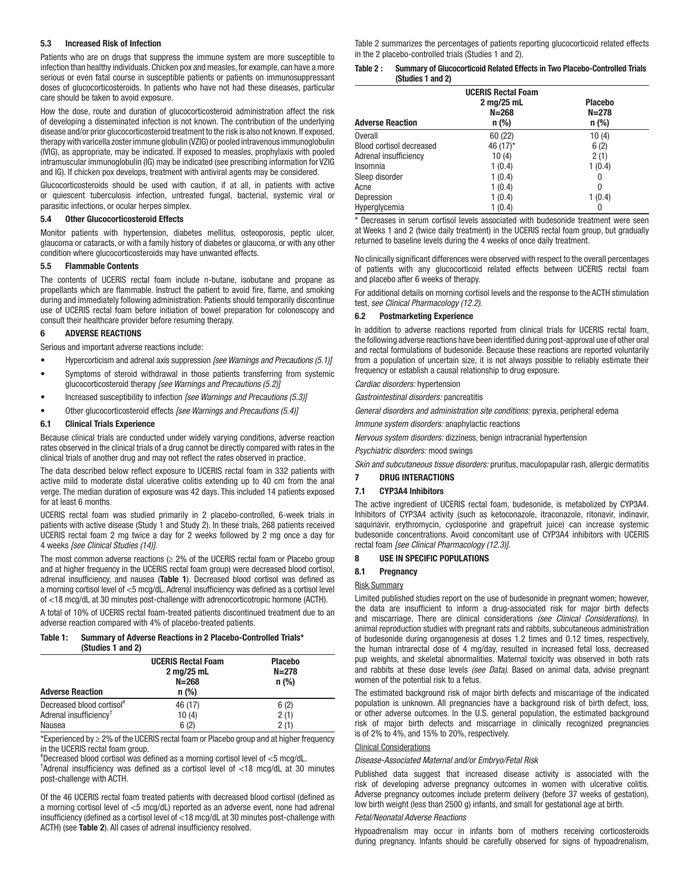### 5.3 Increased Risk of Infection

Patients who are on drugs that suppress the immune system are more susceptible to infection than healthy individuals. Chicken pox and measles, for example, can have a more serious or even fatal course in susceptible patients or patients on immunosuppressant doses of glucocorticosteroids. In patients who have not had these diseases, particular care should be taken to avoid exposure.

How the dose, route and duration of glucocorticosteroid administration affect the risk of developing a disseminated infection is not known. The contribution of the underlying disease and/or prior glucocorticosteroid treatment to the risk is also not known. If exposed, therapy with varicella zoster immune globulin (VZIG) or pooled intravenous immunoglobulin (IVIG), as appropriate, may be indicated. If exposed to measles, prophylaxis with pooled intramuscular immunoglobulin (IG) may be indicated (see prescribing information for VZIG and IG). If chicken pox develops, treatment with antiviral agents may be considered.

Glucocorticosteroids should be used with caution, if at all, in patients with active or quiescent tuberculosis infection, untreated fungal, bacterial, systemic viral or parasitic infections, or ocular herpes simplex.

### 5.4 Other Glucocorticosteroid Effects

Monitor patients with hypertension, diabetes mellitus, osteoporosis, peptic ulcer, glaucoma or cataracts, or with a family history of diabetes or glaucoma, or with any other condition where glucocorticosteroids may have unwanted effects.

### 5.5 Flammable Contents

The contents of UCERIS rectal foam include n-butane, isobutane and propane as propellants which are flammable. Instruct the patient to avoid fire, flame, and smoking during and immediately following administration. Patients should temporarily discontinue use of UCERIS rectal foam before initiation of bowel preparation for colonoscopy and consult their healthcare provider before resuming therapy.

## 6 ADVERSE REACTIONS

Serious and important adverse reactions include:

- Hypercorticism and adrenal axis suppression *[see Warnings and Precautions (5.1)]*
- Symptoms of steroid withdrawal in those patients transferring from systemic glucocorticosteroid therapy *[see Warnings and Precautions (5.2)]*
- Increased susceptibility to infection *[see Warnings and Precautions (5.3)]*
- Other glucocorticosteroid effects *[see Warnings and Precautions (5.4)]*

### 6.1 Clinical Trials Experience

Because clinical trials are conducted under widely varying conditions, adverse reaction rates observed in the clinical trials of a drug cannot be directly compared with rates in the clinical trials of another drug and may not reflect the rates observed in practice.

The data described below reflect exposure to UCERIS rectal foam in 332 patients with active mild to moderate distal ulcerative colitis extending up to 40 cm from the anal verge. The median duration of exposure was 42 days. This included 14 patients exposed for at least 6 months.

UCERIS rectal foam was studied primarily in 2 placebo-controlled, 6-week trials in patients with active disease (Study 1 and Study 2). In these trials, 268 patients received UCERIS rectal foam 2 mg twice a day for 2 weeks followed by 2 mg once a day for 4 weeks *[see Clinical Studies (14)]*.

The most common adverse reactions (≥ 2% of the UCERIS rectal foam or Placebo group and at higher frequency in the UCERIS rectal foam group) were decreased blood cortisol, adrenal insufficiency, and nausea (**Table 1**). Decreased blood cortisol was defined as a morning cortisol level of <5 mcg/dL. Adrenal insufficiency was defined as a cortisol level of <18 mcg/dL at 30 minutes post-challenge with adrenocorticotropic hormone (ACTH).

A total of 10% of UCERIS rectal foam-treated patients discontinued treatment due to an adverse reaction compared with 4% of placebo-treated patients.

**Table 1: Summary of Adverse Reactions in 2 Placebo-Controlled Trials\* (Studies 1 and 2)**

| Adverse Reaction | UCERIS Rectal Foam 2 mg/25 mL N=268 n (%) | Placebo N=278 n (%) |
|---|---|---|
| Decreased blood cortisol[#] | 46 (17) | 6 (2) |
| Adrenal insufficiency[†] | 10 (4) | 2 (1) |
| Nausea | 6 (2) | 2 (1) |

\*Experienced by ≥ 2% of the UCERIS rectal foam or Placebo group and at higher frequency in the UCERIS rectal foam group.

[#]Decreased blood cortisol was defined as a morning cortisol level of <5 mcg/dL.

[†]Adrenal insufficiency was defined as a cortisol level of <18 mcg/dL at 30 minutes post-challenge with ACTH.

Of the 46 UCERIS rectal foam treated patients with decreased blood cortisol (defined as a morning cortisol level of <5 mcg/dL) reported as an adverse event, none had adrenal insufficiency (defined as a cortisol level of <18 mcg/dL at 30 minutes post-challenge with ACTH) (see **Table 2**). All cases of adrenal insufficiency resolved.

Table 2 summarizes the percentages of patients reporting glucocorticoid related effects in the 2 placebo-controlled trials (Studies 1 and 2).

**Table 2 : Summary of Glucocorticoid Related Effects in Two Placebo-Controlled Trials (Studies 1 and 2)**

| Adverse Reaction | UCERIS Rectal Foam 2 mg/25 mL N=268 n (%) | Placebo N=278 n (%) |
|---|---|---|
| Overall | 60 (22) | 10 (4) |
| Blood cortisol decreased | 46 (17)\* | 6 (2) |
| Adrenal insufficiency | 10 (4) | 2 (1) |
| Insomnia | 1 (0.4) | 1 (0.4) |
| Sleep disorder | 1 (0.4) | 0 |
| Acne | 1 (0.4) | 0 |
| Depression | 1 (0.4) | 1 (0.4) |
| Hyperglycemia | 1 (0.4) | 0 |

\* Decreases in serum cortisol levels associated with budesonide treatment were seen at Weeks 1 and 2 (twice daily treatment) in the UCERIS rectal foam group, but gradually returned to baseline levels during the 4 weeks of once daily treatment.

No clinically significant differences were observed with respect to the overall percentages of patients with any glucocorticoid related effects between UCERIS rectal foam and placebo after 6 weeks of therapy.

For additional details on morning cortisol levels and the response to the ACTH stimulation test, *see Clinical Pharmacology (12.2)*.

### 6.2 Postmarketing Experience

In addition to adverse reactions reported from clinical trials for UCERIS rectal foam, the following adverse reactions have been identified during post-approval use of other oral and rectal formulations of budesonide. Because these reactions are reported voluntarily from a population of uncertain size, it is not always possible to reliably estimate their frequency or establish a causal relationship to drug exposure.

*Cardiac disorders:* hypertension

*Gastrointestinal disorders:* pancreatitis

*General disorders and administration site conditions:* pyrexia, peripheral edema

*Immune system disorders:* anaphylactic reactions

*Nervous system disorders:* dizziness, benign intracranial hypertension

*Psychiatric disorders:* mood swings

*Skin and subcutaneous tissue disorders:* pruritus, maculopapular rash, allergic dermatitis

## 7 DRUG INTERACTIONS

### 7.1 CYP3A4 Inhibitors

The active ingredient of UCERIS rectal foam, budesonide, is metabolized by CYP3A4. Inhibitors of CYP3A4 activity (such as ketoconazole, itraconazole, ritonavir, indinavir, saquinavir, erythromycin, cyclosporine and grapefruit juice) can increase systemic budesonide concentrations. Avoid concomitant use of CYP3A4 inhibitors with UCERIS rectal foam *[see Clinical Pharmacology (12.3)]*.

## 8 USE IN SPECIFIC POPULATIONS

### 8.1 Pregnancy

Risk Summary

Limited published studies report on the use of budesonide in pregnant women; however, the data are insufficient to inform a drug-associated risk for major birth defects and miscarriage. There are clinical considerations *(see Clinical Considerations)*. In animal reproduction studies with pregnant rats and rabbits, subcutaneous administration of budesonide during organogenesis at doses 1.2 times and 0.12 times, respectively, the human intrarectal dose of 4 mg/day, resulted in increased fetal loss, decreased pup weights, and skeletal abnormalities. Maternal toxicity was observed in both rats and rabbits at these dose levels *(see Data)*. Based on animal data, advise pregnant women of the potential risk to a fetus.

The estimated background risk of major birth defects and miscarriage of the indicated population is unknown. All pregnancies have a background risk of birth defect, loss, or other adverse outcomes. In the U.S. general population, the estimated background risk of major birth defects and miscarriage in clinically recognized pregnancies is of 2% to 4%, and 15% to 20%, respectively.

Clinical Considerations

*Disease-Associated Maternal and/or Embryo/Fetal Risk*

Published data suggest that increased disease activity is associated with the risk of developing adverse pregnancy outcomes in women with ulcerative colitis. Adverse pregnancy outcomes include preterm delivery (before 37 weeks of gestation), low birth weight (less than 2500 g) infants, and small for gestational age at birth.

*Fetal/Neonatal Adverse Reactions*

Hypoadrenalism may occur in infants born of mothers receiving corticosteroids during pregnancy. Infants should be carefully observed for signs of hypoadrenalism,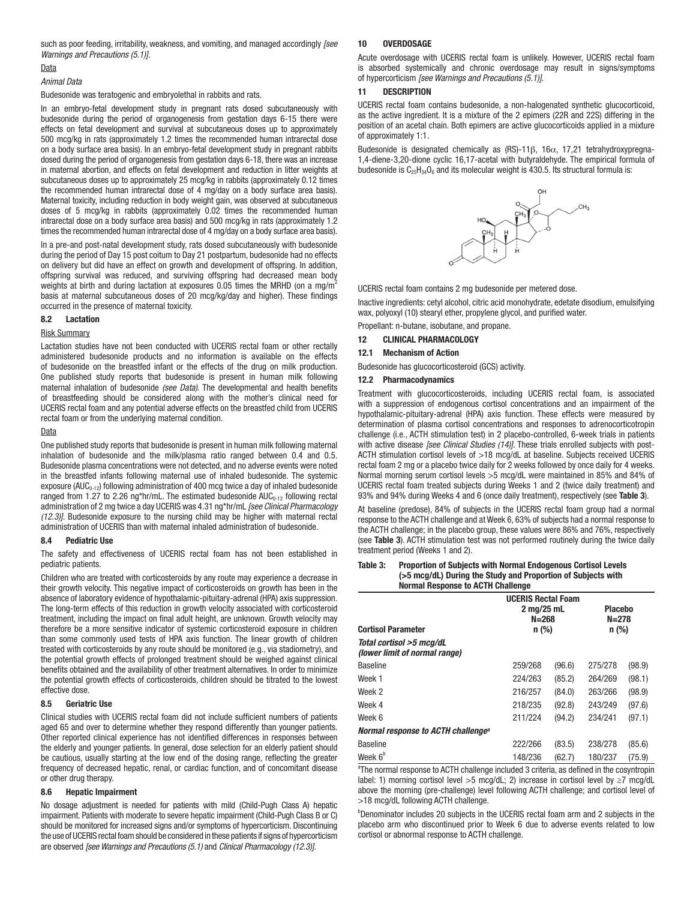such as poor feeding, irritability, weakness, and vomiting, and managed accordingly *[see Warnings and Precautions (5.1)]*.

Data

*Animal Data*

Budesonide was teratogenic and embryolethal in rabbits and rats.

In an embryo-fetal development study in pregnant rats dosed subcutaneously with budesonide during the period of organogenesis from gestation days 6-15 there were effects on fetal development and survival at subcutaneous doses up to approximately 500 mcg/kg in rats (approximately 1.2 times the recommended human intrarectal dose on a body surface area basis). In an embryo-fetal development study in pregnant rabbits dosed during the period of organogenesis from gestation days 6-18, there was an increase in maternal abortion, and effects on fetal development and reduction in litter weights at subcutaneous doses up to approximately 25 mcg/kg in rabbits (approximately 0.12 times the recommended human intrarectal dose of 4 mg/day on a body surface area basis). Maternal toxicity, including reduction in body weight gain, was observed at subcutaneous doses of 5 mcg/kg in rabbits (approximately 0.02 times the recommended human intrarectal dose on a body surface area basis) and 500 mcg/kg in rats (approximately 1.2 times the recommended human intrarectal dose of 4 mg/day on a body surface area basis).

In a pre-and post-natal development study, rats dosed subcutaneously with budesonide during the period of Day 15 post coitum to Day 21 postpartum, budesonide had no effects on delivery but did have an effect on growth and development of offspring. In addition, offspring survival was reduced, and surviving offspring had decreased mean body weights at birth and during lactation at exposures 0.05 times the MRHD (on a mg/m$^2$ basis at maternal subcutaneous doses of 20 mcg/kg/day and higher). These findings occurred in the presence of maternal toxicity.

### 8.2 Lactation

Risk Summary

Lactation studies have not been conducted with UCERIS rectal foam or other rectally administered budesonide products and no information is available on the effects of budesonide on the breastfed infant or the effects of the drug on milk production. One published study reports that budesonide is present in human milk following maternal inhalation of budesonide *(see Data)*. The developmental and health benefits of breastfeeding should be considered along with the mother's clinical need for UCERIS rectal foam and any potential adverse effects on the breastfed child from UCERIS rectal foam or from the underlying maternal condition.

Data

One published study reports that budesonide is present in human milk following maternal inhalation of budesonide and the milk/plasma ratio ranged between 0.4 and 0.5. Budesonide plasma concentrations were not detected, and no adverse events were noted in the breastfed infants following maternal use of inhaled budesonide. The systemic exposure ($AUC_{0-12}$) following administration of 400 mcg twice a day of inhaled budesonide ranged from 1.27 to 2.26 ng\*hr/mL. The estimated budesonide $AUC_{0-12}$ following rectal administration of 2 mg twice a day UCERIS was 4.31 ng\*hr/mL *[see Clinical Pharmacology (12.3)]*. Budesonide exposure to the nursing child may be higher with maternal rectal administration of UCERIS than with maternal inhaled administration of budesonide.

### 8.4 Pediatric Use

The safety and effectiveness of UCERIS rectal foam has not been established in pediatric patients.

Children who are treated with corticosteroids by any route may experience a decrease in their growth velocity. This negative impact of corticosteroids on growth has been in the absence of laboratory evidence of hypothalamic-pituitary-adrenal (HPA) axis suppression. The long-term effects of this reduction in growth velocity associated with corticosteroid treatment, including the impact on final adult height, are unknown. Growth velocity may therefore be a more sensitive indicator of systemic corticosteroid exposure in children than some commonly used tests of HPA axis function. The linear growth of children treated with corticosteroids by any route should be monitored (e.g., via stadiometry), and the potential growth effects of prolonged treatment should be weighed against clinical benefits obtained and the availability of other treatment alternatives. In order to minimize the potential growth effects of corticosteroids, children should be titrated to the lowest effective dose.

### 8.5 Geriatric Use

Clinical studies with UCERIS rectal foam did not include sufficient numbers of patients aged 65 and over to determine whether they respond differently than younger patients. Other reported clinical experience has not identified differences in responses between the elderly and younger patients. In general, dose selection for an elderly patient should be cautious, usually starting at the low end of the dosing range, reflecting the greater frequency of decreased hepatic, renal, or cardiac function, and of concomitant disease or other drug therapy.

### 8.6 Hepatic Impairment

No dosage adjustment is needed for patients with mild (Child-Pugh Class A) hepatic impairment. Patients with moderate to severe hepatic impairment (Child-Pugh Class B or C) should be monitored for increased signs and/or symptoms of hypercorticism. Discontinuing the use of UCERIS rectal foam should be considered in these patients if signs of hypercorticism are observed *[see Warnings and Precautions (5.1)* and *Clinical Pharmacology (12.3)]*.

## 10 OVERDOSAGE

Acute overdosage with UCERIS rectal foam is unlikely. However, UCERIS rectal foam is absorbed systemically and chronic overdosage may result in signs/symptoms of hypercorticism *[see Warnings and Precautions (5.1)]*.

## 11 DESCRIPTION

UCERIS rectal foam contains budesonide, a non-halogenated synthetic glucocorticoid, as the active ingredient. It is a mixture of the 2 epimers (22R and 22S) differing in the position of an acetal chain. Both epimers are active glucocorticoids applied in a mixture of approximately 1:1.

Budesonide is designated chemically as (RS)-11β, 16α, 17,21 tetrahydroxypregna-1,4-diene-3,20-dione cyclic 16,17-acetal with butyraldehyde. The empirical formula of budesonide is $C_{25}H_{34}O_6$ and its molecular weight is 430.5. Its structural formula is:

UCERIS rectal foam contains 2 mg budesonide per metered dose.

Inactive ingredients: cetyl alcohol, citric acid monohydrate, edetate disodium, emulsifying wax, polyoxyl (10) stearyl ether, propylene glycol, and purified water.

Propellant: n-butane, isobutane, and propane.

## 12 CLINICAL PHARMACOLOGY

### 12.1 Mechanism of Action

Budesonide has glucocorticosteroid (GCS) activity.

### 12.2 Pharmacodynamics

Treatment with glucocorticosteroids, including UCERIS rectal foam, is associated with a suppression of endogenous cortisol concentrations and an impairment of the hypothalamic-pituitary-adrenal (HPA) axis function. These effects were measured by determination of plasma cortisol concentrations and responses to adrenocorticotropin challenge (i.e., ACTH stimulation test) in 2 placebo-controlled, 6-week trials in patients with active disease *[see Clinical Studies (14)]*. These trials enrolled subjects with post-ACTH stimulation cortisol levels of >18 mcg/dL at baseline. Subjects received UCERIS rectal foam 2 mg or a placebo twice daily for 2 weeks followed by once daily for 4 weeks. Normal morning serum cortisol levels >5 mcg/dL were maintained in 85% and 84% of UCERIS rectal foam treated subjects during Weeks 1 and 2 (twice daily treatment) and 93% and 94% during Weeks 4 and 6 (once daily treatment), respectively (see **Table 3**).

At baseline (predose), 84% of subjects in the UCERIS rectal foam group had a normal response to the ACTH challenge and at Week 6, 63% of subjects had a normal response to the ACTH challenge; in the placebo group, these values were 86% and 76%, respectively (see **Table 3**). ACTH stimulation test was not performed routinely during the twice daily treatment period (Weeks 1 and 2).

**Table 3: Proportion of Subjects with Normal Endogenous Cortisol Levels (>5 mcg/dL) During the Study and Proportion of Subjects with Normal Response to ACTH Challenge**

| Cortisol Parameter | UCERIS Rectal Foam 2 mg/25 mL N=268 n (%) | | Placebo N=278 n (%) | |
|---|---|---|---|---|
| ***Total cortisol >5 mcg/dL (lower limit of normal range)*** | | | | |
| Baseline | 259/268 | (96.6) | 275/278 | (98.9) |
| Week 1 | 224/263 | (85.2) | 264/269 | (98.1) |
| Week 2 | 216/257 | (84.0) | 263/266 | (98.9) |
| Week 4 | 218/235 | (92.8) | 243/249 | (97.6) |
| Week 6 | 211/224 | (94.2) | 234/241 | (97.1) |
| ***Normal response to ACTH challenge***[a] | | | | |
| Baseline | 222/266 | (83.5) | 238/278 | (85.6) |
| Week 6[b] | 148/236 | (62.7) | 180/237 | (75.9) |

[a]The normal response to ACTH challenge included 3 criteria, as defined in the cosyntropin label: 1) morning cortisol level >5 mcg/dL; 2) increase in cortisol level by ≥7 mcg/dL above the morning (pre-challenge) level following ACTH challenge; and cortisol level of >18 mcg/dL following ACTH challenge.

[b]Denominator includes 20 subjects in the UCERIS rectal foam arm and 2 subjects in the placebo arm who discontinued prior to Week 6 due to adverse events related to low cortisol or abnormal response to ACTH challenge.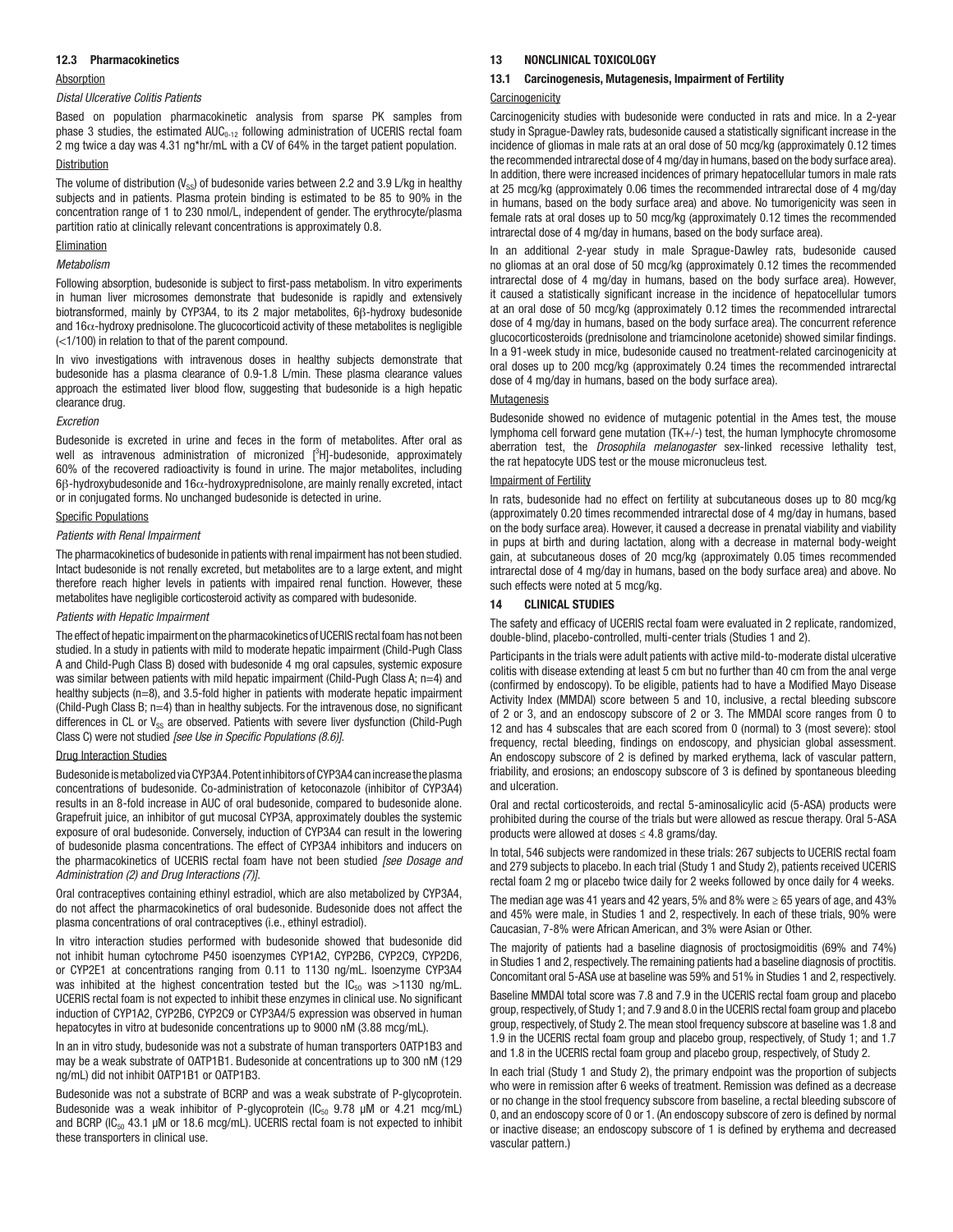### 12.3 Pharmacokinetics

Absorption

*Distal Ulcerative Colitis Patients*

Based on population pharmacokinetic analysis from sparse PK samples from phase 3 studies, the estimated $AUC_{0-12}$ following administration of UCERIS rectal foam 2 mg twice a day was 4.31 ng*hr/mL with a CV of 64% in the target patient population.

Distribution

The volume of distribution ($V_{SS}$) of budesonide varies between 2.2 and 3.9 L/kg in healthy subjects and in patients. Plasma protein binding is estimated to be 85 to 90% in the concentration range of 1 to 230 nmol/L, independent of gender. The erythrocyte/plasma partition ratio at clinically relevant concentrations is approximately 0.8.

Elimination

*Metabolism*

Following absorption, budesonide is subject to first-pass metabolism. In vitro experiments in human liver microsomes demonstrate that budesonide is rapidly and extensively biotransformed, mainly by CYP3A4, to its 2 major metabolites, 6β-hydroxy budesonide and 16α-hydroxy prednisolone. The glucocorticoid activity of these metabolites is negligible (<1/100) in relation to that of the parent compound.

In vivo investigations with intravenous doses in healthy subjects demonstrate that budesonide has a plasma clearance of 0.9-1.8 L/min. These plasma clearance values approach the estimated liver blood flow, suggesting that budesonide is a high hepatic clearance drug.

*Excretion*

Budesonide is excreted in urine and feces in the form of metabolites. After oral as well as intravenous administration of micronized [$^3$H]-budesonide, approximately 60% of the recovered radioactivity is found in urine. The major metabolites, including 6β-hydroxybudesonide and 16α-hydroxyprednisolone, are mainly renally excreted, intact or in conjugated forms. No unchanged budesonide is detected in urine.

Specific Populations

*Patients with Renal Impairment*

The pharmacokinetics of budesonide in patients with renal impairment has not been studied. Intact budesonide is not renally excreted, but metabolites are to a large extent, and might therefore reach higher levels in patients with impaired renal function. However, these metabolites have negligible corticosteroid activity as compared with budesonide.

*Patients with Hepatic Impairment*

The effect of hepatic impairment on the pharmacokinetics of UCERIS rectal foam has not been studied. In a study in patients with mild to moderate hepatic impairment (Child-Pugh Class A and Child-Pugh Class B) dosed with budesonide 4 mg oral capsules, systemic exposure was similar between patients with mild hepatic impairment (Child-Pugh Class A; n=4) and healthy subjects (n=8), and 3.5-fold higher in patients with moderate hepatic impairment (Child-Pugh Class B; n=4) than in healthy subjects. For the intravenous dose, no significant differences in CL or $V_{SS}$ are observed. Patients with severe liver dysfunction (Child-Pugh Class C) were not studied *[see Use in Specific Populations (8.6)]*.

Drug Interaction Studies

Budesonide is metabolized via CYP3A4. Potent inhibitors of CYP3A4 can increase the plasma concentrations of budesonide. Co-administration of ketoconazole (inhibitor of CYP3A4) results in an 8-fold increase in AUC of oral budesonide, compared to budesonide alone. Grapefruit juice, an inhibitor of gut mucosal CYP3A, approximately doubles the systemic exposure of oral budesonide. Conversely, induction of CYP3A4 can result in the lowering of budesonide plasma concentrations. The effect of CYP3A4 inhibitors and inducers on the pharmacokinetics of UCERIS rectal foam have not been studied *[see Dosage and Administration (2) and Drug Interactions (7)]*.

Oral contraceptives containing ethinyl estradiol, which are also metabolized by CYP3A4, do not affect the pharmacokinetics of oral budesonide. Budesonide does not affect the plasma concentrations of oral contraceptives (i.e., ethinyl estradiol).

In vitro interaction studies performed with budesonide showed that budesonide did not inhibit human cytochrome P450 isoenzymes CYP1A2, CYP2B6, CYP2C9, CYP2D6, or CYP2E1 at concentrations ranging from 0.11 to 1130 ng/mL. Isoenzyme CYP3A4 was inhibited at the highest concentration tested but the $IC_{50}$ was >1130 ng/mL. UCERIS rectal foam is not expected to inhibit these enzymes in clinical use. No significant induction of CYP1A2, CYP2B6, CYP2C9 or CYP3A4/5 expression was observed in human hepatocytes in vitro at budesonide concentrations up to 9000 nM (3.88 mcg/mL).

In an in vitro study, budesonide was not a substrate of human transporters OATP1B3 and may be a weak substrate of OATP1B1. Budesonide at concentrations up to 300 nM (129 ng/mL) did not inhibit OATP1B1 or OATP1B3.

Budesonide was not a substrate of BCRP and was a weak substrate of P-glycoprotein. Budesonide was a weak inhibitor of P-glycoprotein ($IC_{50}$ 9.78 μM or 4.21 mcg/mL) and BCRP ($IC_{50}$ 43.1 μM or 18.6 mcg/mL). UCERIS rectal foam is not expected to inhibit these transporters in clinical use.

## 13 NONCLINICAL TOXICOLOGY

### 13.1 Carcinogenesis, Mutagenesis, Impairment of Fertility

Carcinogenicity

Carcinogenicity studies with budesonide were conducted in rats and mice. In a 2-year study in Sprague-Dawley rats, budesonide caused a statistically significant increase in the incidence of gliomas in male rats at an oral dose of 50 mcg/kg (approximately 0.12 times the recommended intrarectal dose of 4 mg/day in humans, based on the body surface area). In addition, there were increased incidences of primary hepatocellular tumors in male rats at 25 mcg/kg (approximately 0.06 times the recommended intrarectal dose of 4 mg/day in humans, based on the body surface area) and above. No tumorigenicity was seen in female rats at oral doses up to 50 mcg/kg (approximately 0.12 times the recommended intrarectal dose of 4 mg/day in humans, based on the body surface area).

In an additional 2-year study in male Sprague-Dawley rats, budesonide caused no gliomas at an oral dose of 50 mcg/kg (approximately 0.12 times the recommended intrarectal dose of 4 mg/day in humans, based on the body surface area). However, it caused a statistically significant increase in the incidence of hepatocellular tumors at an oral dose of 50 mcg/kg (approximately 0.12 times the recommended intrarectal dose of 4 mg/day in humans, based on the body surface area). The concurrent reference glucocorticosteroids (prednisolone and triamcinolone acetonide) showed similar findings. In a 91-week study in mice, budesonide caused no treatment-related carcinogenicity at oral doses up to 200 mcg/kg (approximately 0.24 times the recommended intrarectal dose of 4 mg/day in humans, based on the body surface area).

Mutagenesis

Budesonide showed no evidence of mutagenic potential in the Ames test, the mouse lymphoma cell forward gene mutation (TK+/-) test, the human lymphocyte chromosome aberration test, the *Drosophila melanogaster* sex-linked recessive lethality test, the rat hepatocyte UDS test or the mouse micronucleus test.

Impairment of Fertility

In rats, budesonide had no effect on fertility at subcutaneous doses up to 80 mcg/kg (approximately 0.20 times recommended intrarectal dose of 4 mg/day in humans, based on the body surface area). However, it caused a decrease in prenatal viability and viability in pups at birth and during lactation, along with a decrease in maternal body-weight gain, at subcutaneous doses of 20 mcg/kg (approximately 0.05 times recommended intrarectal dose of 4 mg/day in humans, based on the body surface area) and above. No such effects were noted at 5 mcg/kg.

## 14 CLINICAL STUDIES

The safety and efficacy of UCERIS rectal foam were evaluated in 2 replicate, randomized, double-blind, placebo-controlled, multi-center trials (Studies 1 and 2).

Participants in the trials were adult patients with active mild-to-moderate distal ulcerative colitis with disease extending at least 5 cm but no further than 40 cm from the anal verge (confirmed by endoscopy). To be eligible, patients had to have a Modified Mayo Disease Activity Index (MMDAI) score between 5 and 10, inclusive, a rectal bleeding subscore of 2 or 3, and an endoscopy subscore of 2 or 3. The MMDAI score ranges from 0 to 12 and has 4 subscales that are each scored from 0 (normal) to 3 (most severe): stool frequency, rectal bleeding, findings on endoscopy, and physician global assessment. An endoscopy subscore of 2 is defined by marked erythema, lack of vascular pattern, friability, and erosions; an endoscopy subscore of 3 is defined by spontaneous bleeding and ulceration.

Oral and rectal corticosteroids, and rectal 5-aminosalicylic acid (5-ASA) products were prohibited during the course of the trials but were allowed as rescue therapy. Oral 5-ASA products were allowed at doses ≤ 4.8 grams/day.

In total, 546 subjects were randomized in these trials: 267 subjects to UCERIS rectal foam and 279 subjects to placebo. In each trial (Study 1 and Study 2), patients received UCERIS rectal foam 2 mg or placebo twice daily for 2 weeks followed by once daily for 4 weeks.

The median age was 41 years and 42 years, 5% and 8% were ≥ 65 years of age, and 43% and 45% were male, in Studies 1 and 2, respectively. In each of these trials, 90% were Caucasian, 7-8% were African American, and 3% were Asian or Other.

The majority of patients had a baseline diagnosis of proctosigmoiditis (69% and 74%) in Studies 1 and 2, respectively. The remaining patients had a baseline diagnosis of proctitis. Concomitant oral 5-ASA use at baseline was 59% and 51% in Studies 1 and 2, respectively.

Baseline MMDAI total score was 7.8 and 7.9 in the UCERIS rectal foam group and placebo group, respectively, of Study 1; and 7.9 and 8.0 in the UCERIS rectal foam group and placebo group, respectively, of Study 2. The mean stool frequency subscore at baseline was 1.8 and 1.9 in the UCERIS rectal foam group and placebo group, respectively, of Study 1; and 1.7 and 1.8 in the UCERIS rectal foam group and placebo group, respectively, of Study 2.

In each trial (Study 1 and Study 2), the primary endpoint was the proportion of subjects who were in remission after 6 weeks of treatment. Remission was defined as a decrease or no change in the stool frequency subscore from baseline, a rectal bleeding subscore of 0, and an endoscopy score of 0 or 1. (An endoscopy subscore of zero is defined by normal or inactive disease; an endoscopy subscore of 1 is defined by erythema and decreased vascular pattern.)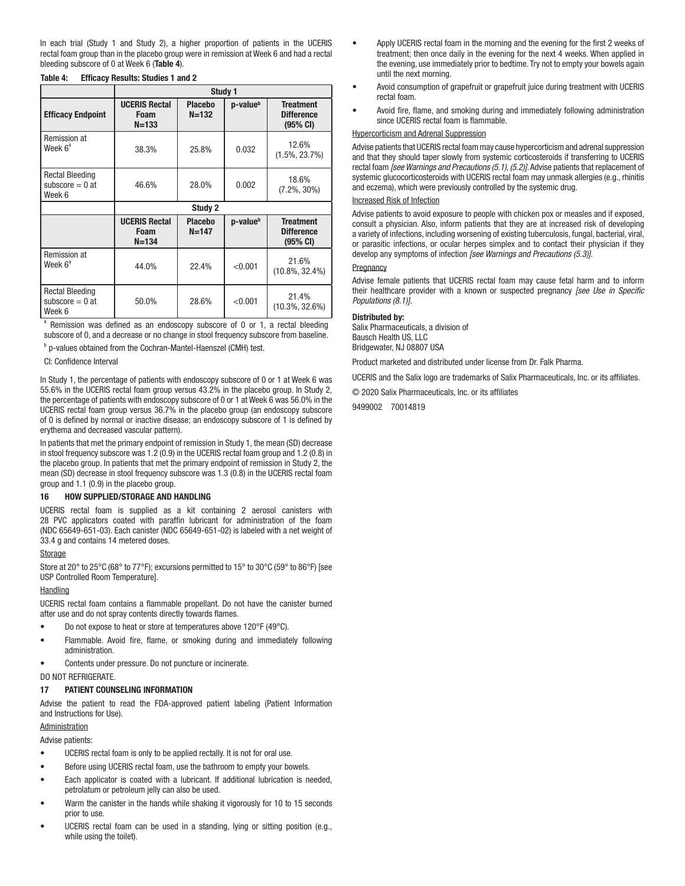In each trial (Study 1 and Study 2), a higher proportion of patients in the UCERIS rectal foam group than in the placebo group were in remission at Week 6 and had a rectal bleeding subscore of 0 at Week 6 (**Table 4**).

**Table 4: Efficacy Results: Studies 1 and 2**

| | Study 1 | | | |
|---|---|---|---|---|
| **Efficacy Endpoint** | **UCERIS Rectal Foam N=133** | **Placebo N=132** | **p-value[b]** | **Treatment Difference (95% CI)** |
| Remission at Week 6[a] | 38.3% | 25.8% | 0.032 | 12.6% (1.5%, 23.7%) |
| Rectal Bleeding subscore = 0 at Week 6 | 46.6% | 28.0% | 0.002 | 18.6% (7.2%, 30%) |
| | **Study 2** | | | |
| | **UCERIS Rectal Foam N=134** | **Placebo N=147** | **p-value[b]** | **Treatment Difference (95% CI)** |
| Remission at Week 6[a] | 44.0% | 22.4% | <0.001 | 21.6% (10.8%, 32.4%) |
| Rectal Bleeding subscore = 0 at Week 6 | 50.0% | 28.6% | <0.001 | 21.4% (10.3%, 32.6%) |

[a] Remission was defined as an endoscopy subscore of 0 or 1, a rectal bleeding subscore of 0, and a decrease or no change in stool frequency subscore from baseline.

[b] p-values obtained from the Cochran-Mantel-Haenszel (CMH) test.

CI: Confidence Interval

In Study 1, the percentage of patients with endoscopy subscore of 0 or 1 at Week 6 was 55.6% in the UCERIS rectal foam group versus 43.2% in the placebo group. In Study 2, the percentage of patients with endoscopy subscore of 0 or 1 at Week 6 was 56.0% in the UCERIS rectal foam group versus 36.7% in the placebo group (an endoscopy subscore of 0 is defined by normal or inactive disease; an endoscopy subscore of 1 is defined by erythema and decreased vascular pattern).

In patients that met the primary endpoint of remission in Study 1, the mean (SD) decrease in stool frequency subscore was 1.2 (0.9) in the UCERIS rectal foam group and 1.2 (0.8) in the placebo group. In patients that met the primary endpoint of remission in Study 2, the mean (SD) decrease in stool frequency subscore was 1.3 (0.8) in the UCERIS rectal foam group and 1.1 (0.9) in the placebo group.

## 16 HOW SUPPLIED/STORAGE AND HANDLING

UCERIS rectal foam is supplied as a kit containing 2 aerosol canisters with 28 PVC applicators coated with paraffin lubricant for administration of the foam (NDC 65649-651-03). Each canister (NDC 65649-651-02) is labeled with a net weight of 33.4 g and contains 14 metered doses.

Storage

Store at 20° to 25°C (68° to 77°F); excursions permitted to 15° to 30°C (59° to 86°F) [see USP Controlled Room Temperature].

Handling

UCERIS rectal foam contains a flammable propellant. Do not have the canister burned after use and do not spray contents directly towards flames.

- Do not expose to heat or store at temperatures above 120°F (49°C).
- Flammable. Avoid fire, flame, or smoking during and immediately following administration.
- Contents under pressure. Do not puncture or incinerate.

DO NOT REFRIGERATE.

## 17 PATIENT COUNSELING INFORMATION

Advise the patient to read the FDA-approved patient labeling (Patient Information and Instructions for Use).

Administration

Advise patients:

- UCERIS rectal foam is only to be applied rectally. It is not for oral use.
- Before using UCERIS rectal foam, use the bathroom to empty your bowels.
- Each applicator is coated with a lubricant. If additional lubrication is needed, petrolatum or petroleum jelly can also be used.
- Warm the canister in the hands while shaking it vigorously for 10 to 15 seconds prior to use.
- UCERIS rectal foam can be used in a standing, lying or sitting position (e.g., while using the toilet).
- Apply UCERIS rectal foam in the morning and the evening for the first 2 weeks of treatment; then once daily in the evening for the next 4 weeks. When applied in the evening, use immediately prior to bedtime. Try not to empty your bowels again until the next morning.
- Avoid consumption of grapefruit or grapefruit juice during treatment with UCERIS rectal foam.
- Avoid fire, flame, and smoking during and immediately following administration since UCERIS rectal foam is flammable.

Hypercorticism and Adrenal Suppression

Advise patients that UCERIS rectal foam may cause hypercorticism and adrenal suppression and that they should taper slowly from systemic corticosteroids if transferring to UCERIS rectal foam *[see Warnings and Precautions (5.1), (5.2)]*. Advise patients that replacement of systemic glucocorticosteroids with UCERIS rectal foam may unmask allergies (e.g., rhinitis and eczema), which were previously controlled by the systemic drug.

Increased Risk of Infection

Advise patients to avoid exposure to people with chicken pox or measles and if exposed, consult a physician. Also, inform patients that they are at increased risk of developing a variety of infections, including worsening of existing tuberculosis, fungal, bacterial, viral, or parasitic infections, or ocular herpes simplex and to contact their physician if they develop any symptoms of infection *[see Warnings and Precautions (5.3)]*.

Pregnancy

Advise female patients that UCERIS rectal foam may cause fetal harm and to inform their healthcare provider with a known or suspected pregnancy *[see Use in Specific Populations (8.1)]*.

**Distributed by:**
Salix Pharmaceuticals, a division of
Bausch Health US, LLC
Bridgewater, NJ 08807 USA

Product marketed and distributed under license from Dr. Falk Pharma.

UCERIS and the Salix logo are trademarks of Salix Pharmaceuticals, Inc. or its affiliates.

© 2020 Salix Pharmaceuticals, Inc. or its affiliates

9499002 70014819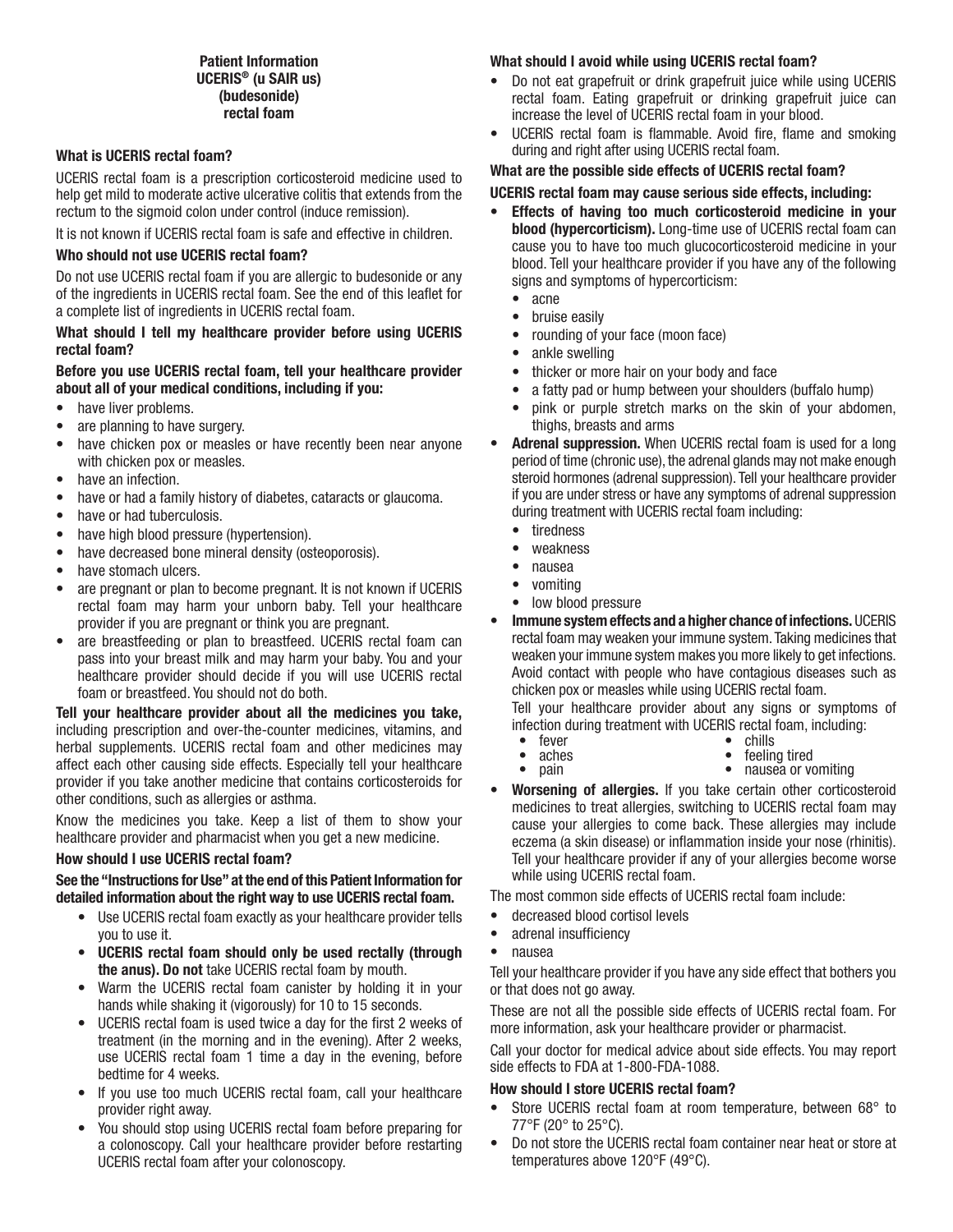**Patient Information**
**UCERIS® (u SAIR us)**
**(budesonide)**
**rectal foam**

### What is UCERIS rectal foam?

UCERIS rectal foam is a prescription corticosteroid medicine used to help get mild to moderate active ulcerative colitis that extends from the rectum to the sigmoid colon under control (induce remission).

It is not known if UCERIS rectal foam is safe and effective in children.

### Who should not use UCERIS rectal foam?

Do not use UCERIS rectal foam if you are allergic to budesonide or any of the ingredients in UCERIS rectal foam. See the end of this leaflet for a complete list of ingredients in UCERIS rectal foam.

### What should I tell my healthcare provider before using UCERIS rectal foam?

**Before you use UCERIS rectal foam, tell your healthcare provider about all of your medical conditions, including if you:**

- have liver problems.
- are planning to have surgery.
- have chicken pox or measles or have recently been near anyone with chicken pox or measles.
- have an infection.
- have or had a family history of diabetes, cataracts or glaucoma.
- have or had tuberculosis.
- have high blood pressure (hypertension).
- have decreased bone mineral density (osteoporosis).
- have stomach ulcers.
- are pregnant or plan to become pregnant. It is not known if UCERIS rectal foam may harm your unborn baby. Tell your healthcare provider if you are pregnant or think you are pregnant.
- are breastfeeding or plan to breastfeed. UCERIS rectal foam can pass into your breast milk and may harm your baby. You and your healthcare provider should decide if you will use UCERIS rectal foam or breastfeed. You should not do both.

**Tell your healthcare provider about all the medicines you take,** including prescription and over-the-counter medicines, vitamins, and herbal supplements. UCERIS rectal foam and other medicines may affect each other causing side effects. Especially tell your healthcare provider if you take another medicine that contains corticosteroids for other conditions, such as allergies or asthma.

Know the medicines you take. Keep a list of them to show your healthcare provider and pharmacist when you get a new medicine.

### How should I use UCERIS rectal foam?

**See the "Instructions for Use" at the end of this Patient Information for detailed information about the right way to use UCERIS rectal foam.**

- Use UCERIS rectal foam exactly as your healthcare provider tells you to use it.
- **UCERIS rectal foam should only be used rectally (through the anus). Do not** take UCERIS rectal foam by mouth.
- Warm the UCERIS rectal foam canister by holding it in your hands while shaking it (vigorously) for 10 to 15 seconds.
- UCERIS rectal foam is used twice a day for the first 2 weeks of treatment (in the morning and in the evening). After 2 weeks, use UCERIS rectal foam 1 time a day in the evening, before bedtime for 4 weeks.
- If you use too much UCERIS rectal foam, call your healthcare provider right away.
- You should stop using UCERIS rectal foam before preparing for a colonoscopy. Call your healthcare provider before restarting UCERIS rectal foam after your colonoscopy.

### What should I avoid while using UCERIS rectal foam?

- Do not eat grapefruit or drink grapefruit juice while using UCERIS rectal foam. Eating grapefruit or drinking grapefruit juice can increase the level of UCERIS rectal foam in your blood.
- UCERIS rectal foam is flammable. Avoid fire, flame and smoking during and right after using UCERIS rectal foam.

### What are the possible side effects of UCERIS rectal foam?

**UCERIS rectal foam may cause serious side effects, including:**

- **Effects of having too much corticosteroid medicine in your blood (hypercorticism).** Long-time use of UCERIS rectal foam can cause you to have too much glucocorticosteroid medicine in your blood. Tell your healthcare provider if you have any of the following signs and symptoms of hypercorticism:
  - acne
  - bruise easily
  - rounding of your face (moon face)
  - ankle swelling
  - thicker or more hair on your body and face
  - a fatty pad or hump between your shoulders (buffalo hump)
  - pink or purple stretch marks on the skin of your abdomen, thighs, breasts and arms
- **Adrenal suppression.** When UCERIS rectal foam is used for a long period of time (chronic use), the adrenal glands may not make enough steroid hormones (adrenal suppression). Tell your healthcare provider if you are under stress or have any symptoms of adrenal suppression during treatment with UCERIS rectal foam including:
  - tiredness
  - weakness
  - nausea
  - vomiting
  - low blood pressure
- **Immune system effects and a higher chance of infections.** UCERIS rectal foam may weaken your immune system. Taking medicines that weaken your immune system makes you more likely to get infections. Avoid contact with people who have contagious diseases such as chicken pox or measles while using UCERIS rectal foam.

  Tell your healthcare provider about any signs or symptoms of infection during treatment with UCERIS rectal foam, including:
  - fever
  - aches
  - pain
  - chills
  - feeling tired
  - nausea or vomiting
- **Worsening of allergies.** If you take certain other corticosteroid medicines to treat allergies, switching to UCERIS rectal foam may cause your allergies to come back. These allergies may include eczema (a skin disease) or inflammation inside your nose (rhinitis). Tell your healthcare provider if any of your allergies become worse while using UCERIS rectal foam.

The most common side effects of UCERIS rectal foam include:

- decreased blood cortisol levels
- adrenal insufficiency
- nausea

Tell your healthcare provider if you have any side effect that bothers you or that does not go away.

These are not all the possible side effects of UCERIS rectal foam. For more information, ask your healthcare provider or pharmacist.

Call your doctor for medical advice about side effects. You may report side effects to FDA at 1-800-FDA-1088.

### How should I store UCERIS rectal foam?

- Store UCERIS rectal foam at room temperature, between 68° to 77°F (20° to 25°C).
- Do not store the UCERIS rectal foam container near heat or store at temperatures above 120°F (49°C).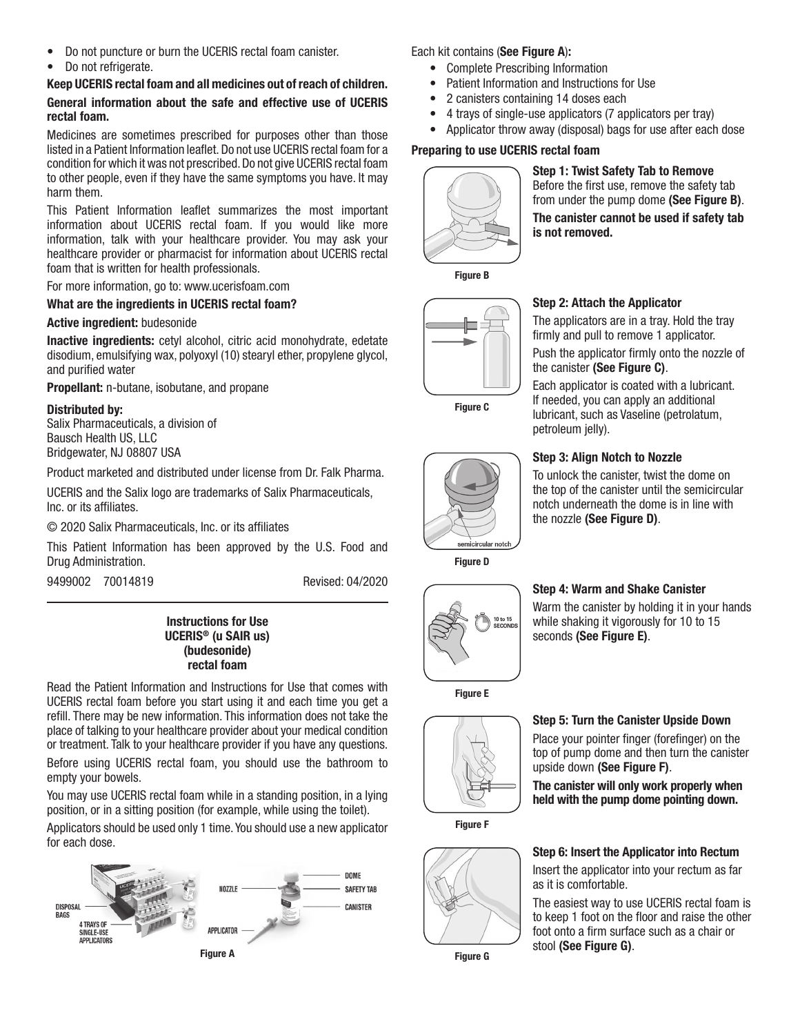- Do not puncture or burn the UCERIS rectal foam canister.
- Do not refrigerate.

**Keep UCERIS rectal foam and all medicines out of reach of children.**

**General information about the safe and effective use of UCERIS rectal foam.**

Medicines are sometimes prescribed for purposes other than those listed in a Patient Information leaflet. Do not use UCERIS rectal foam for a condition for which it was not prescribed. Do not give UCERIS rectal foam to other people, even if they have the same symptoms you have. It may harm them.

This Patient Information leaflet summarizes the most important information about UCERIS rectal foam. If you would like more information, talk with your healthcare provider. You may ask your healthcare provider or pharmacist for information about UCERIS rectal foam that is written for health professionals.

For more information, go to: www.ucerisfoam.com

**What are the ingredients in UCERIS rectal foam?**

**Active ingredient:** budesonide

**Inactive ingredients:** cetyl alcohol, citric acid monohydrate, edetate disodium, emulsifying wax, polyoxyl (10) stearyl ether, propylene glycol, and purified water

**Propellant:** n-butane, isobutane, and propane

**Distributed by:**
Salix Pharmaceuticals, a division of
Bausch Health US, LLC
Bridgewater, NJ 08807 USA

Product marketed and distributed under license from Dr. Falk Pharma.

UCERIS and the Salix logo are trademarks of Salix Pharmaceuticals, Inc. or its affiliates.

© 2020 Salix Pharmaceuticals, Inc. or its affiliates

This Patient Information has been approved by the U.S. Food and Drug Administration.

9499002 70014819 Revised: 04/2020

---

## Instructions for Use
## UCERIS® (u SAIR us)
## (budesonide)
## rectal foam

Read the Patient Information and Instructions for Use that comes with UCERIS rectal foam before you start using it and each time you get a refill. There may be new information. This information does not take the place of talking to your healthcare provider about your medical condition or treatment. Talk to your healthcare provider if you have any questions.

Before using UCERIS rectal foam, you should use the bathroom to empty your bowels.

You may use UCERIS rectal foam while in a standing position, in a lying position, or in a sitting position (for example, while using the toilet).

Applicators should be used only 1 time. You should use a new applicator for each dose.

DISPOSAL BAGS
4 TRAYS OF SINGLE-USE APPLICATORS
NOZZLE
APPLICATOR
DOME
SAFETY TAB
CANISTER

**Figure A**

Each kit contains (**See Figure A**)**:**

- Complete Prescribing Information
- Patient Information and Instructions for Use
- 2 canisters containing 14 doses each
- 4 trays of single-use applicators (7 applicators per tray)
- Applicator throw away (disposal) bags for use after each dose

**Preparing to use UCERIS rectal foam**

**Figure B**

**Step 1: Twist Safety Tab to Remove**
Before the first use, remove the safety tab from under the pump dome **(See Figure B)**.

**The canister cannot be used if safety tab is not removed.**

**Figure C**

**Step 2: Attach the Applicator**

The applicators are in a tray. Hold the tray firmly and pull to remove 1 applicator.

Push the applicator firmly onto the nozzle of the canister **(See Figure C)**.

Each applicator is coated with a lubricant. If needed, you can apply an additional lubricant, such as Vaseline (petrolatum, petroleum jelly).

semicircular notch

**Figure D**

**Step 3: Align Notch to Nozzle**

To unlock the canister, twist the dome on the top of the canister until the semicircular notch underneath the dome is in line with the nozzle **(See Figure D)**.

10 to 15 SECONDS

**Figure E**

**Step 4: Warm and Shake Canister**

Warm the canister by holding it in your hands while shaking it vigorously for 10 to 15 seconds **(See Figure E)**.

**Figure F**

**Step 5: Turn the Canister Upside Down**

Place your pointer finger (forefinger) on the top of pump dome and then turn the canister upside down **(See Figure F)**.

**The canister will only work properly when held with the pump dome pointing down.**

**Figure G**

**Step 6: Insert the Applicator into Rectum**

Insert the applicator into your rectum as far as it is comfortable.

The easiest way to use UCERIS rectal foam is to keep 1 foot on the floor and raise the other foot onto a firm surface such as a chair or stool **(See Figure G)**.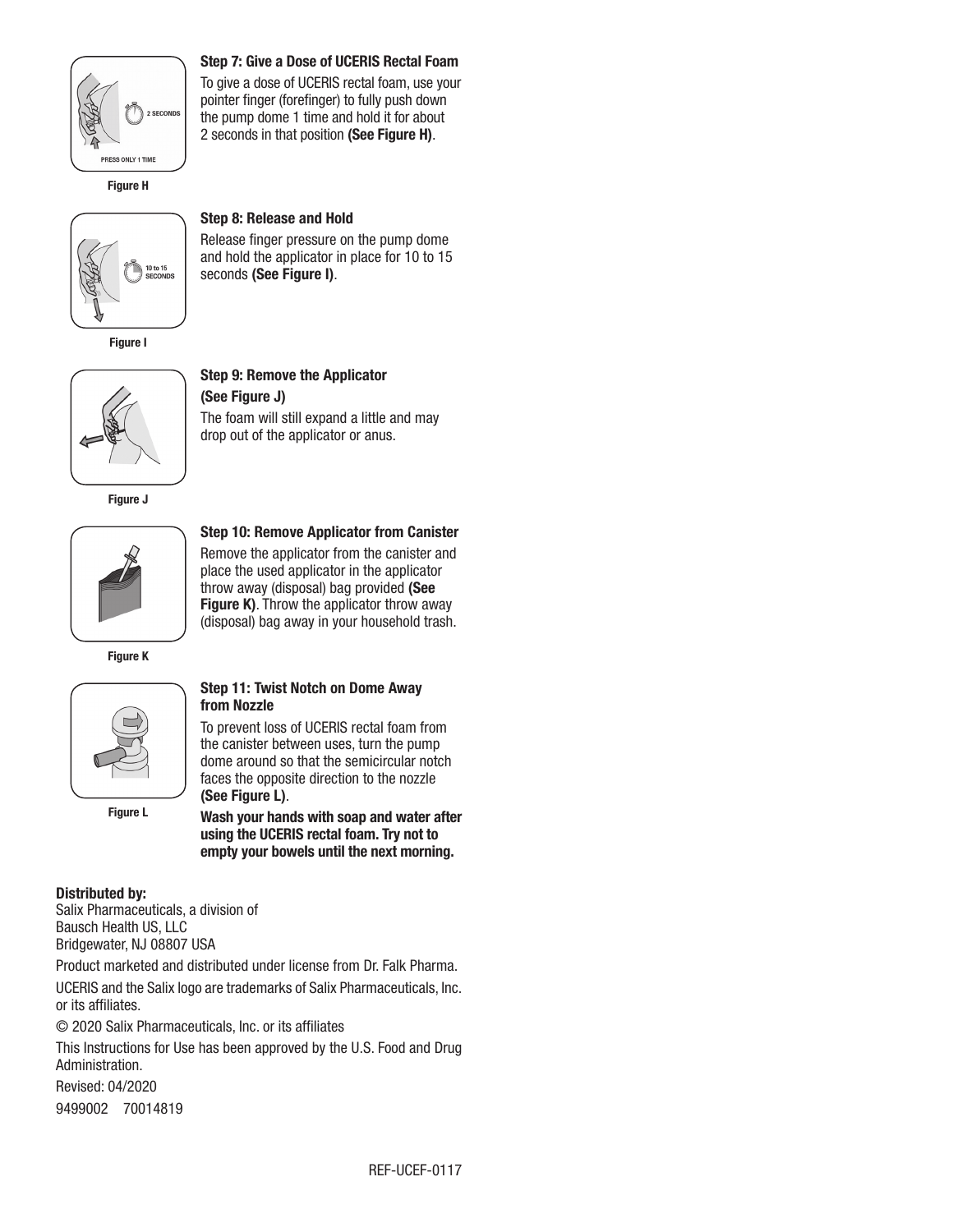**Step 7: Give a Dose of UCERIS Rectal Foam**

To give a dose of UCERIS rectal foam, use your pointer finger (forefinger) to fully push down the pump dome 1 time and hold it for about 2 seconds in that position **(See Figure H)**.

2 SECONDS

PRESS ONLY 1 TIME

**Figure H**

**Step 8: Release and Hold**

Release finger pressure on the pump dome and hold the applicator in place for 10 to 15 seconds **(See Figure I)**.

10 to 15 SECONDS

**Figure I**

**Step 9: Remove the Applicator (See Figure J)**

The foam will still expand a little and may drop out of the applicator or anus.

**Figure J**

**Step 10: Remove Applicator from Canister**

Remove the applicator from the canister and place the used applicator in the applicator throw away (disposal) bag provided **(See Figure K)**. Throw the applicator throw away (disposal) bag away in your household trash.

**Figure K**

**Step 11: Twist Notch on Dome Away from Nozzle**

To prevent loss of UCERIS rectal foam from the canister between uses, turn the pump dome around so that the semicircular notch faces the opposite direction to the nozzle **(See Figure L)**.

**Figure L**

**Wash your hands with soap and water after using the UCERIS rectal foam. Try not to empty your bowels until the next morning.**

**Distributed by:**
Salix Pharmaceuticals, a division of
Bausch Health US, LLC
Bridgewater, NJ 08807 USA

Product marketed and distributed under license from Dr. Falk Pharma.

UCERIS and the Salix logo are trademarks of Salix Pharmaceuticals, Inc. or its affiliates.

© 2020 Salix Pharmaceuticals, Inc. or its affiliates

This Instructions for Use has been approved by the U.S. Food and Drug Administration.

Revised: 04/2020

9499002 70014819

REF-UCEF-0117